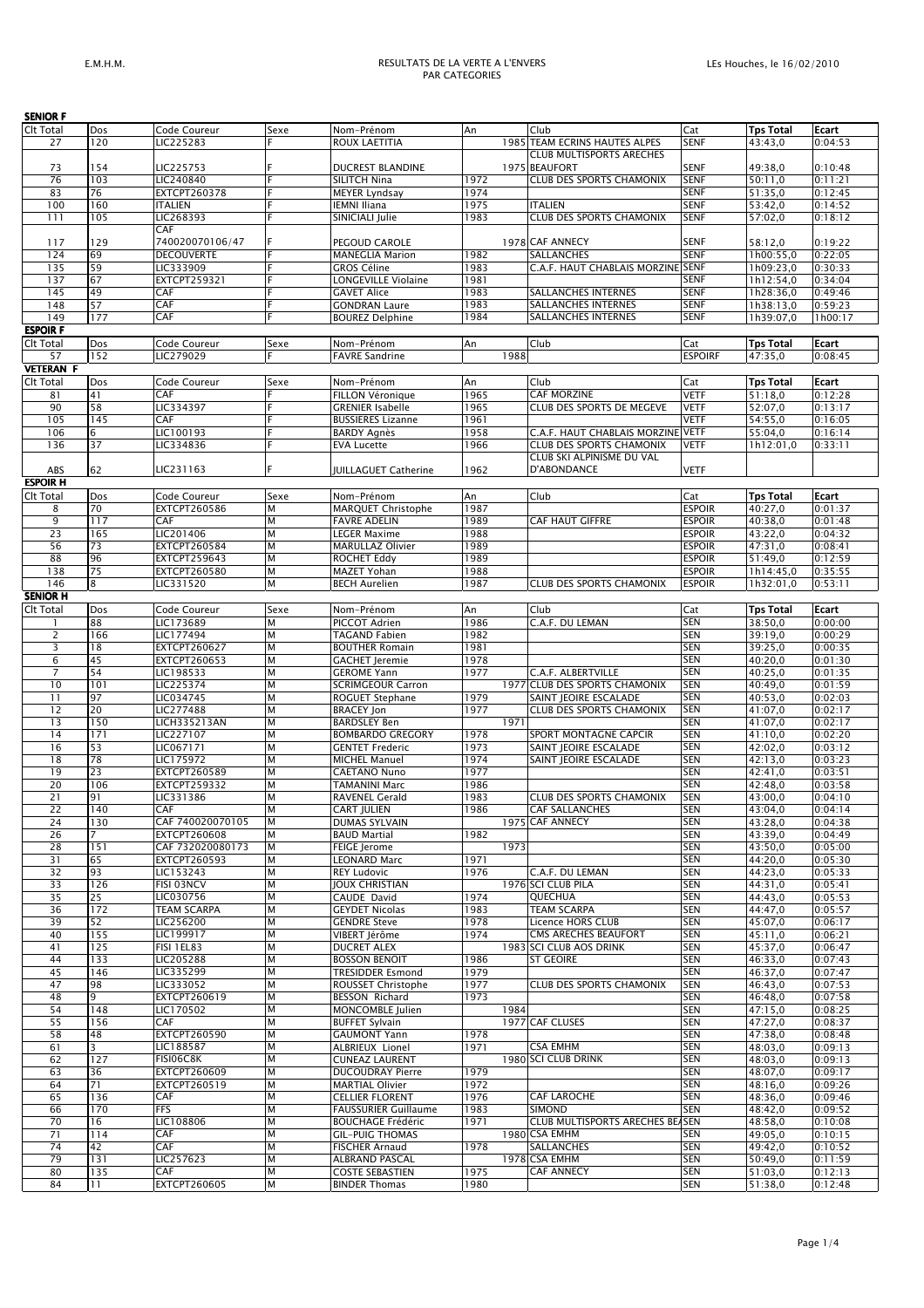E.M.H.M.

# RESULTATS DE LA VERTE A L'ENVERS
## PAR CATEGORIES

LEs Houches, le 16/02/2010

**SENIOR F**

| Clt Total | Dos | Code Coureur | Sexe | Nom-Prénom | An | Club | Cat | Tps Total | Ecart |
|---|---|---|---|---|---|---|---|---|---|
| 27 | 120 | LIC225283 | F | ROUX LAETITIA | 1985 | TEAM ECRINS HAUTES ALPES | SENF | 43:43,0 | 0:04:53 |
| 73 | 154 | LIC225753 | F | DUCREST BLANDINE | 1975 | CLUB MULTISPORTS ARECHES BEAUFORT | SENF | 49:38,0 | 0:10:48 |
| 76 | 103 | LIC240840 | F | SILITCH Nina | 1972 | CLUB DES SPORTS CHAMONIX | SENF | 50:11,0 | 0:11:21 |
| 83 | 76 | EXTCPT260378 | F | MEYER Lyndsay | 1974 | | SENF | 51:35,0 | 0:12:45 |
| 100 | 160 | ITALIEN | F | IEMNI Iliana | 1975 | ITALIEN | SENF | 53:42,0 | 0:14:52 |
| 111 | 105 | LIC268393 | F | SINICIALI Julie | 1983 | CLUB DES SPORTS CHAMONIX | SENF | 57:02,0 | 0:18:12 |
| 117 | 129 | CAF 740020070106/47 | F | PEGOUD CAROLE | 1978 | CAF ANNECY | SENF | 58:12,0 | 0:19:22 |
| 124 | 69 | DECOUVERTE | F | MANEGLIA Marion | 1982 | SALLANCHES | SENF | 1h00:55,0 | 0:22:05 |
| 135 | 59 | LIC333909 | F | GROS Céline | 1983 | C.A.F. HAUT CHABLAIS MORZINE | SENF | 1h09:23,0 | 0:30:33 |
| 137 | 67 | EXTCPT259321 | F | LONGEVILLE Violaine | 1981 | | SENF | 1h12:54,0 | 0:34:04 |
| 145 | 49 | CAF | F | GAVET Alice | 1983 | SALLANCHES INTERNES | SENF | 1h28:36,0 | 0:49:46 |
| 148 | 57 | CAF | F | GONDRAN Laure | 1983 | SALLANCHES INTERNES | SENF | 1h38:13,0 | 0:59:23 |
| 149 | 177 | CAF | F | BOUREZ Delphine | 1984 | SALLANCHES INTERNES | SENF | 1h39:07,0 | 1h00:17 |

**ESPOIR F**

| Clt Total | Dos | Code Coureur | Sexe | Nom-Prénom | An | Club | Cat | Tps Total | Ecart |
|---|---|---|---|---|---|---|---|---|---|
| 57 | 152 | LIC279029 | F | FAVRE Sandrine | 1988 | | ESPOIRF | 47:35,0 | 0:08:45 |

**VETERAN F**

| Clt Total | Dos | Code Coureur | Sexe | Nom-Prénom | An | Club | Cat | Tps Total | Ecart |
|---|---|---|---|---|---|---|---|---|---|
| 81 | 41 | CAF | F | FILLON Véronique | 1965 | CAF MORZINE | VETF | 51:18,0 | 0:12:28 |
| 90 | 58 | LIC334397 | F | GRENIER Isabelle | 1965 | CLUB DES SPORTS DE MEGEVE | VETF | 52:07,0 | 0:13:17 |
| 105 | 145 | CAF | F | BUSSIERES Lizanne | 1961 | | VETF | 54:55,0 | 0:16:05 |
| 106 | 6 | LIC100193 | F | BARDY Agnès | 1958 | C.A.F. HAUT CHABLAIS MORZINE | VETF | 55:04,0 | 0:16:14 |
| 136 | 37 | LIC334836 | F | EVA Lucette | 1966 | CLUB DES SPORTS CHAMONIX | VETF | 1h12:01,0 | 0:33:11 |
| ABS | 62 | LIC231163 | F | JUILLAGUET Catherine | 1962 | CLUB SKI ALPINISME DU VAL D'ABONDANCE | VETF | | |

**ESPOIR H**

| Clt Total | Dos | Code Coureur | Sexe | Nom-Prénom | An | Club | Cat | Tps Total | Ecart |
|---|---|---|---|---|---|---|---|---|---|
| 8 | 70 | EXTCPT260586 | M | MARQUET Christophe | 1987 | | ESPOIR | 40:27,0 | 0:01:37 |
| 9 | 117 | CAF | M | FAVRE ADELIN | 1989 | CAF HAUT GIFFRE | ESPOIR | 40:38,0 | 0:01:48 |
| 23 | 165 | LIC201406 | M | LEGER Maxime | 1988 | | ESPOIR | 43:22,0 | 0:04:32 |
| 56 | 73 | EXTCPT260584 | M | MARULLAZ Olivier | 1989 | | ESPOIR | 47:31,0 | 0:08:41 |
| 88 | 96 | EXTCPT259643 | M | ROCHET Eddy | 1989 | | ESPOIR | 51:49,0 | 0:12:59 |
| 138 | 75 | EXTCPT260580 | M | MAZET Yohan | 1988 | | ESPOIR | 1h14:45,0 | 0:35:55 |
| 146 | 8 | LIC331520 | M | BECH Aurelien | 1987 | CLUB DES SPORTS CHAMONIX | ESPOIR | 1h32:01,0 | 0:53:11 |

**SENIOR H**

| Clt Total | Dos | Code Coureur | Sexe | Nom-Prénom | An | Club | Cat | Tps Total | Ecart |
|---|---|---|---|---|---|---|---|---|---|
| 1 | 88 | LIC173689 | M | PICCOT Adrien | 1986 | C.A.F. DU LEMAN | SEN | 38:50,0 | 0:00:00 |
| 2 | 166 | LIC177494 | M | TAGAND Fabien | 1982 | | SEN | 39:19,0 | 0:00:29 |
| 3 | 18 | EXTCPT260627 | M | BOUTHER Romain | 1981 | | SEN | 39:25,0 | 0:00:35 |
| 6 | 45 | EXTCPT260653 | M | GACHET Jeremie | 1978 | | SEN | 40:20,0 | 0:01:30 |
| 7 | 54 | LIC198533 | M | GEROME Yann | 1977 | C.A.F. ALBERTVILLE | SEN | 40:25,0 | 0:01:35 |
| 10 | 101 | LIC225374 | M | SCRIMGEOUR Carron | 1977 | CLUB DES SPORTS CHAMONIX | SEN | 40:49,0 | 0:01:59 |
| 11 | 97 | LIC034745 | M | ROGUET Stephane | 1979 | SAINT JEOIRE ESCALADE | SEN | 40:53,0 | 0:02:03 |
| 12 | 20 | LIC277488 | M | BRACEY Jon | 1977 | CLUB DES SPORTS CHAMONIX | SEN | 41:07,0 | 0:02:17 |
| 13 | 150 | LICH335213AN | M | BARDSLEY Ben | 1971 | | SEN | 41:07,0 | 0:02:17 |
| 14 | 171 | LIC227107 | M | BOMBARDO GREGORY | 1978 | SPORT MONTAGNE CAPCIR | SEN | 41:10,0 | 0:02:20 |
| 16 | 53 | LIC067171 | M | GENTET Frederic | 1973 | SAINT JEOIRE ESCALADE | SEN | 42:02,0 | 0:03:12 |
| 18 | 78 | LIC175972 | M | MICHEL Manuel | 1974 | SAINT JEOIRE ESCALADE | SEN | 42:13,0 | 0:03:23 |
| 19 | 23 | EXTCPT260589 | M | CAETANO Nuno | 1977 | | SEN | 42:41,0 | 0:03:51 |
| 20 | 106 | EXTCPT259332 | M | TAMANINI Marc | 1986 | | SEN | 42:48,0 | 0:03:58 |
| 21 | 91 | LIC331386 | M | RAVENEL Gerald | 1983 | CLUB DES SPORTS CHAMONIX | SEN | 43:00,0 | 0:04:10 |
| 22 | 140 | CAF | M | CART JULIEN | 1986 | CAF SALLANCHES | SEN | 43:04,0 | 0:04:14 |
| 24 | 130 | CAF 740020070105 | M | DUMAS SYLVAIN | 1975 | CAF ANNECY | SEN | 43:28,0 | 0:04:38 |
| 26 | 7 | EXTCPT260608 | M | BAUD Martial | 1982 | | SEN | 43:39,0 | 0:04:49 |
| 28 | 151 | CAF 732020080173 | M | FEIGE Jerome | 1973 | | SEN | 43:50,0 | 0:05:00 |
| 31 | 65 | EXTCPT260593 | M | LEONARD Marc | 1971 | | SEN | 44:20,0 | 0:05:30 |
| 32 | 93 | LIC153243 | M | REY Ludovic | 1976 | C.A.F. DU LEMAN | SEN | 44:23,0 | 0:05:33 |
| 33 | 126 | FISI 03NCV | M | JOUX CHRISTIAN | 1976 | SCI CLUB PILA | SEN | 44:31,0 | 0:05:41 |
| 35 | 25 | LIC030756 | M | CAUDE David | 1974 | QUECHUA | SEN | 44:43,0 | 0:05:53 |
| 36 | 172 | TEAM SCARPA | M | GEYDET Nicolas | 1983 | TEAM SCARPA | SEN | 44:47,0 | 0:05:57 |
| 39 | 52 | LIC256200 | M | GENDRE Steve | 1978 | Licence HORS CLUB | SEN | 45:07,0 | 0:06:17 |
| 40 | 155 | LIC199917 | M | VIBERT Jérôme | 1974 | CMS ARECHES BEAUFORT | SEN | 45:11,0 | 0:06:21 |
| 41 | 125 | FISI 1EL83 | M | DUCRET ALEX | 1983 | SCI CLUB AOS DRINK | SEN | 45:37,0 | 0:06:47 |
| 44 | 133 | LIC205288 | M | BOSSON BENOIT | 1986 | ST GEOIRE | SEN | 46:33,0 | 0:07:43 |
| 45 | 146 | LIC335299 | M | TRESIDDER Esmond | 1979 | | SEN | 46:37,0 | 0:07:47 |
| 47 | 98 | LIC333052 | M | ROUSSET Christophe | 1977 | CLUB DES SPORTS CHAMONIX | SEN | 46:43,0 | 0:07:53 |
| 48 | 9 | EXTCPT260619 | M | BESSON Richard | 1973 | | SEN | 46:48,0 | 0:07:58 |
| 54 | 148 | LIC170502 | M | MONCOMBLE Julien | 1984 | | SEN | 47:15,0 | 0:08:25 |
| 55 | 156 | CAF | M | BUFFET Sylvain | 1977 | CAF CLUSES | SEN | 47:27,0 | 0:08:37 |
| 58 | 48 | EXTCPT260590 | M | GAUMONT Yann | 1978 | | SEN | 47:38,0 | 0:08:48 |
| 61 | 3 | LIC188587 | M | ALBRIEUX Lionel | 1971 | CSA EMHM | SEN | 48:03,0 | 0:09:13 |
| 62 | 127 | FISI06C8K | M | CUNEAZ LAURENT | 1980 | SCI CLUB DRINK | SEN | 48:03,0 | 0:09:13 |
| 63 | 36 | EXTCPT260609 | M | DUCOUDRAY Pierre | 1979 | | SEN | 48:07,0 | 0:09:17 |
| 64 | 71 | EXTCPT260519 | M | MARTIAL Olivier | 1972 | | SEN | 48:16,0 | 0:09:26 |
| 65 | 136 | CAF | M | CELLIER FLORENT | 1976 | CAF LAROCHE | SEN | 48:36,0 | 0:09:46 |
| 66 | 170 | FFS | M | FAUSSURIER Guillaume | 1983 | SIMOND | SEN | 48:42,0 | 0:09:52 |
| 70 | 16 | LIC108806 | M | BOUCHAGE Frédéric | 1971 | CLUB MULTISPORTS ARECHES BEA | SEN | 48:58,0 | 0:10:08 |
| 71 | 114 | CAF | M | GIL-PUIG THOMAS | 1980 | CSA EMHM | SEN | 49:05,0 | 0:10:15 |
| 74 | 42 | CAF | M | FISCHER Arnaud | 1978 | SALLANCHES | SEN | 49:42,0 | 0:10:52 |
| 79 | 131 | LIC257623 | M | ALBRAND PASCAL | 1978 | CSA EMHM | SEN | 50:49,0 | 0:11:59 |
| 80 | 135 | CAF | M | COSTE SEBASTIEN | 1975 | CAF ANNECY | SEN | 51:03,0 | 0:12:13 |
| 84 | 11 | EXTCPT260605 | M | BINDER Thomas | 1980 | | SEN | 51:38,0 | 0:12:48 |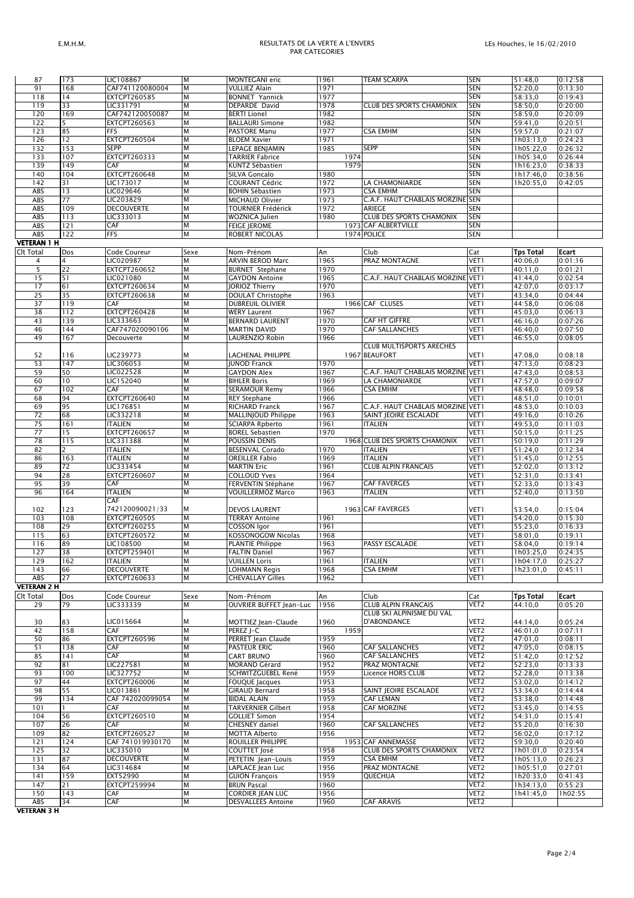E.M.H.M. — RESULTATS DE LA VERTE A L'ENVERS PAR CATEGORIES — LEs Houches, le 16/02/2010

| Clt Total | Dos | Code Coureur | Sexe | Nom-Prénom | An | Club | Cat | Tps Total | Ecart |
|---|---|---|---|---|---|---|---|---|---|
| 87 | 173 | LIC108867 | M | MONTEGANI eric | 1961 | TEAM SCARPA | SEN | 51:48,0 | 0:12:58 |
| 91 | 168 | CAF741120080004 | M | VULLIEZ Alain | 1971 | | SEN | 52:20,0 | 0:13:30 |
| 118 | 14 | EXTCPT260585 | M | BONNET Yannick | 1977 | | SEN | 58:33,0 | 0:19:43 |
| 119 | 33 | LIC331791 | M | DEPARDE David | 1978 | CLUB DES SPORTS CHAMONIX | SEN | 58:50,0 | 0:20:00 |
| 120 | 169 | CAF742120050087 | M | BERTI Lionel | 1982 | | SEN | 58:59,0 | 0:20:09 |
| 122 | 5 | EXTCPT260563 | M | BALLAURI Simone | 1982 | | SEN | 59:41,0 | 0:20:51 |
| 123 | 85 | FFS | M | PASTORE Manu | 1977 | CSA EMHM | SEN | 59:57,0 | 0:21:07 |
| 126 | 12 | EXTCPT260504 | M | BLOEM Xavier | 1971 | | SEN | 1h03:13,0 | 0:24:23 |
| 132 | 153 | SEPP | M | LEPAGE BENJAMIN | 1985 | SEPP | SEN | 1h05:22,0 | 0:26:32 |
| 133 | 107 | EXTCPT260333 | M | TARRIER Fabrice | 1974 | | SEN | 1h05:34,0 | 0:26:44 |
| 139 | 149 | CAF | M | KUNTZ Sébastien | 1979 | | SEN | 1h16:23,0 | 0:38:33 |
| 140 | 104 | EXTCPT260648 | M | SILVA Goncalo | 1980 | | SEN | 1h17:46,0 | 0:38:56 |
| 142 | 31 | LIC173017 | M | COURANT Cédric | 1972 | LA CHAMONIARDE | SEN | 1h20:55,0 | 0:42:05 |
| ABS | 13 | LIC029646 | M | BOHIN Sébastien | 1973 | CSA EMHM | SEN | | |
| ABS | 77 | LIC203829 | M | MICHAUD Olivier | 1973 | C.A.F. HAUT CHABLAIS MORZINE | SEN | | |
| ABS | 109 | DECOUVERTE | M | TOURNIER Frédérick | 1972 | ARIEGE | SEN | | |
| ABS | 113 | LIC333013 | M | WOZNICA Julien | 1980 | CLUB DES SPORTS CHAMONIX | SEN | | |
| ABS | 121 | CAF | M | FEIGE JEROME | 1973 | CAF ALBERTVILLE | SEN | | |
| ABS | 122 | FFS | M | ROBERT NICOLAS | 1974 | POLICE | SEN | | |

**VETERAN 1 H**

| Clt Total | Dos | Code Coureur | Sexe | Nom-Prénom | An | Club | Cat | Tps Total | Ecart |
|---|---|---|---|---|---|---|---|---|---|
| 4 | 4 | LIC020987 | M | ARVIN BEROD Marc | 1965 | PRAZ MONTAGNE | VET1 | 40:06,0 | 0:01:16 |
| 5 | 22 | EXTCPT260652 | M | BURNET Stephane | 1970 | | VET1 | 40:11,0 | 0:01:21 |
| 15 | 51 | LIC021080 | M | GAYDON Antoine | 1965 | C.A.F. HAUT CHABLAIS MORZINE | VET1 | 41:44,0 | 0:02:54 |
| 17 | 61 | EXTCPT260634 | M | JORIOZ Thierry | 1970 | | VET1 | 42:07,0 | 0:03:17 |
| 25 | 35 | EXTCPT260638 | M | DOULAT Christophe | 1963 | | VET1 | 43:34,0 | 0:04:44 |
| 37 | 119 | CAF | M | DUBREUIL OLIVIER | 1966 | CAF CLUSES | VET1 | 44:58,0 | 0:06:08 |
| 38 | 112 | EXTCPT260428 | M | WERY Laurent | 1967 | | VET1 | 45:03,0 | 0:06:13 |
| 43 | 139 | LIC333663 | M | BERNARD LAURENT | 1970 | CAF HT GIFFRE | VET1 | 46:16,0 | 0:07:26 |
| 46 | 144 | CAF747020090106 | M | MARTIN DAVID | 1970 | CAF SALLANCHES | VET1 | 46:40,0 | 0:07:50 |
| 49 | 167 | Decouverte | M | LAURENZIO Robin | 1966 | | VET1 | 46:55,0 | 0:08:05 |
| 52 | 116 | LIC239773 | M | LACHENAL PHILIPPE | 1967 | CLUB MULTISPORTS ARECHES BEAUFORT | VET1 | 47:08,0 | 0:08:18 |
| 53 | 147 | LIC306053 | M | JUNOD Franck | 1970 | | VET1 | 47:13,0 | 0:08:23 |
| 59 | 50 | LIC022528 | M | GAYDON Alex | 1967 | C.A.F. HAUT CHABLAIS MORZINE | VET1 | 47:43,0 | 0:08:53 |
| 60 | 10 | LIC152040 | M | BIHLER Boris | 1969 | LA CHAMONIARDE | VET1 | 47:57,0 | 0:09:07 |
| 67 | 102 | CAF | M | SERAMOUR Remy | 1966 | CSA EMHM | VET1 | 48:48,0 | 0:09:58 |
| 68 | 94 | EXTCPT260640 | M | REY Stephane | 1966 | | VET1 | 48:51,0 | 0:10:01 |
| 69 | 95 | LIC176851 | M | RICHARD Franck | 1967 | C.A.F. HAUT CHABLAIS MORZINE | VET1 | 48:53,0 | 0:10:03 |
| 72 | 68 | LIC332218 | M | MALLINJOUD Philippe | 1963 | SAINT JEOIRE ESCALADE | VET1 | 49:16,0 | 0:10:26 |
| 75 | 161 | ITALIEN | M | SCIARPA Rpberto | 1961 | ITALIEN | VET1 | 49:53,0 | 0:11:03 |
| 77 | 15 | EXTCPT260657 | M | BOREL Sebastien | 1970 | | VET1 | 50:15,0 | 0:11:25 |
| 78 | 115 | LIC331388 | M | POUSSIN DENIS | 1968 | CLUB DES SPORTS CHAMONIX | VET1 | 50:19,0 | 0:11:29 |
| 82 | 2 | ITALIEN | M | BESENVAL Corado | 1970 | ITALIEN | VET1 | 51:24,0 | 0:12:34 |
| 86 | 163 | ITALIEN | M | OREILLER Fabio | 1969 | ITALIEN | VET1 | 51:45,0 | 0:12:55 |
| 89 | 72 | LIC333454 | M | MARTIN Eric | 1961 | CLUB ALPIN FRANCAIS | VET1 | 52:02,0 | 0:13:12 |
| 94 | 28 | EXTCPT260607 | M | COLLOUD Yves | 1964 | | VET1 | 52:31,0 | 0:13:41 |
| 95 | 39 | CAF | M | FERVENTIN Stéphane | 1967 | CAF FAVERGES | VET1 | 52:33,0 | 0:13:43 |
| 96 | 164 | ITALIEN | M | VOUILLERMOZ Marco | 1963 | ITALIEN | VET1 | 52:40,0 | 0:13:50 |
| 102 | 123 | CAF 742120090021/33 | M | DEVOS LAURENT | 1963 | CAF FAVERGES | VET1 | 53:54,0 | 0:15:04 |
| 103 | 108 | EXTCPT260505 | M | TERRAY Antoine | 1961 | | VET1 | 54:20,0 | 0:15:30 |
| 108 | 29 | EXTCPT260255 | M | COSSON Igor | 1961 | | VET1 | 55:23,0 | 0:16:33 |
| 115 | 63 | EXTCPT260572 | M | KOSSONOGOW Nicolas | 1968 | | VET1 | 58:01,0 | 0:19:11 |
| 116 | 89 | LIC108500 | M | PLANTIE Philippe | 1963 | PASSY ESCALADE | VET1 | 58:04,0 | 0:19:14 |
| 127 | 38 | EXTCPT259401 | M | FALTIN Daniel | 1967 | | VET1 | 1h03:25,0 | 0:24:35 |
| 129 | 162 | ITALIEN | M | VUILLEN Loris | 1961 | ITALIEN | VET1 | 1h04:17,0 | 0:25:27 |
| 143 | 66 | DECOUVERTE | M | LOHMANN Regis | 1968 | CSA EMHM | VET1 | 1h23:01,0 | 0:45:11 |
| ABS | 27 | EXTCPT260633 | M | CHEVALLAY Gilles | 1962 | | VET1 | | |

**VETERAN 2 H**

| Clt Total | Dos | Code Coureur | Sexe | Nom-Prénom | An | Club | Cat | Tps Total | Ecart |
|---|---|---|---|---|---|---|---|---|---|
| 29 | 79 | LIC333339 | M | OUVRIER BUFFET Jean-Luc | 1956 | CLUB ALPIN FRANCAIS | VET2 | 44:10,0 | 0:05:20 |
| 30 | 83 | LIC015664 | M | MOTTIEZ Jean-Claude | 1960 | CLUB SKI ALPINISME DU VAL D'ABONDANCE | VET2 | 44:14,0 | 0:05:24 |
| 42 | 158 | CAF | M | PEREZ J-C | 1959 | | VET2 | 46:01,0 | 0:07:11 |
| 50 | 86 | EXTCPT260596 | M | PERRET Jean Claude | 1959 | | VET2 | 47:01,0 | 0:08:11 |
| 51 | 138 | CAF | M | PASTEUR ERIC | 1960 | CAF SALLANCHES | VET2 | 47:05,0 | 0:08:15 |
| 85 | 141 | CAF | M | CART BRUNO | 1960 | CAF SALLANCHES | VET2 | 51:42,0 | 0:12:52 |
| 92 | 81 | LIC227581 | M | MORAND Gérard | 1952 | PRAZ MONTAGNE | VET2 | 52:23,0 | 0:13:33 |
| 93 | 100 | LIC327752 | M | SCHWITZGUEBEL René | 1959 | Licence HORS CLUB | VET2 | 52:28,0 | 0:13:38 |
| 97 | 44 | EXTCPT260006 | M | FOUQUE Jacques | 1953 | | VET2 | 53:02,0 | 0:14:12 |
| 98 | 55 | LIC013861 | M | GIRAUD Bernard | 1958 | SAINT JEOIRE ESCALADE | VET2 | 53:34,0 | 0:14:44 |
| 99 | 134 | CAF 742020099054 | M | BIDAL ALAIN | 1959 | CAF LEMAN | VET2 | 53:38,0 | 0:14:48 |
| 101 | 1 | CAF | M | TARVERNIER Gilbert | 1958 | CAF MORZINE | VET2 | 53:45,0 | 0:14:55 |
| 104 | 56 | EXTCPT260510 | M | GOLLIET Simon | 1954 | | VET2 | 54:31,0 | 0:15:41 |
| 107 | 26 | CAF | M | CHESNEY daniel | 1960 | CAF SALLANCHES | VET2 | 55:20,0 | 0:16:30 |
| 109 | 82 | EXTCPT260527 | M | MOTTA Alberto | 1956 | | VET2 | 56:02,0 | 0:17:12 |
| 121 | 124 | CAF 741019930170 | M | ROUILLER PHILIPPE | 1953 | CAF ANNEMASSE | VET2 | 59:30,0 | 0:20:40 |
| 125 | 32 | LIC335010 | M | COUTTET José | 1958 | CLUB DES SPORTS CHAMONIX | VET2 | 1h01:01,0 | 0:23:54 |
| 131 | 87 | DECOUVERTE | M | PETETIN Jean-Louis | 1959 | CSA EMHM | VET2 | 1h05:13,0 | 0:26:23 |
| 134 | 64 | LIC314684 | M | LAPLACE Jean Luc | 1956 | PRAZ MONTAGNE | VET2 | 1h05:51,0 | 0:27:01 |
| 141 | 159 | EXT52990 | M | GUION François | 1959 | QUECHUA | VET2 | 1h20:33,0 | 0:41:43 |
| 147 | 21 | EXTCPT259994 | M | BRUN Pascal | 1960 | | VET2 | 1h34:13,0 | 0:55:23 |
| 150 | 143 | CAF | M | CORDIER JEAN LUC | 1956 | | VET2 | 1h41:45,0 | 1h02:55 |
| ABS | 34 | CAF | M | DESVALLEES Antoine | 1960 | CAF ARAVIS | VET2 | | |

**VETERAN 3 H**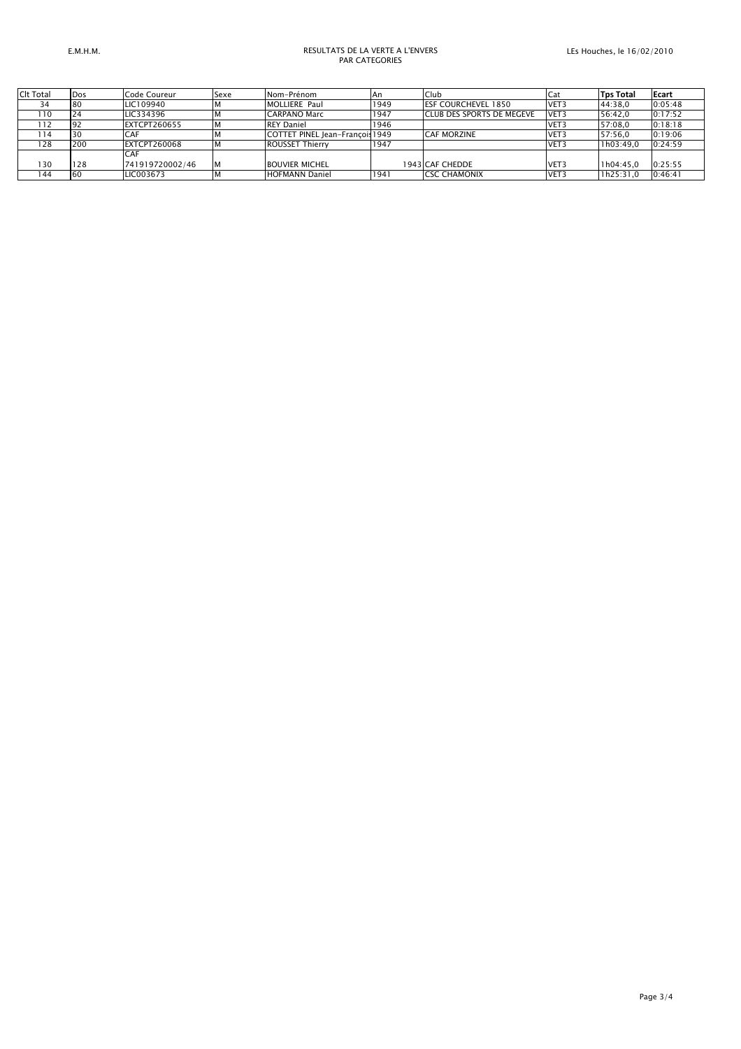E.M.H.M.

RESULTATS DE LA VERTE A L'ENVERS
PAR CATEGORIES

LEs Houches, le 16/02/2010

| Clt Total | Dos | Code Coureur | Sexe | Nom-Prénom | An | Club | Cat | Tps Total | Ecart |
|---|---|---|---|---|---|---|---|---|---|
| 34 | 80 | LIC109940 | M | MOLLIERE Paul | 1949 | ESF COURCHEVEL 1850 | VET3 | 44:38,0 | 0:05:48 |
| 110 | 24 | LIC334396 | M | CARPANO Marc | 1947 | CLUB DES SPORTS DE MEGEVE | VET3 | 56:42,0 | 0:17:52 |
| 112 | 92 | EXTCPT260655 | M | REY Daniel | 1946 | | VET3 | 57:08,0 | 0:18:18 |
| 114 | 30 | CAF | M | COTTET PINEL Jean-François | 1949 | CAF MORZINE | VET3 | 57:56,0 | 0:19:06 |
| 128 | 200 | EXTCPT260068 | M | ROUSSET Thierry | 1947 | | VET3 | 1h03:49,0 | 0:24:59 |
| 130 | 128 | CAF 741919720002/46 | M | BOUVIER MICHEL | 1943 | CAF CHEDDE | VET3 | 1h04:45,0 | 0:25:55 |
| 144 | 60 | LIC003673 | M | HOFMANN Daniel | 1941 | CSC CHAMONIX | VET3 | 1h25:31,0 | 0:46:41 |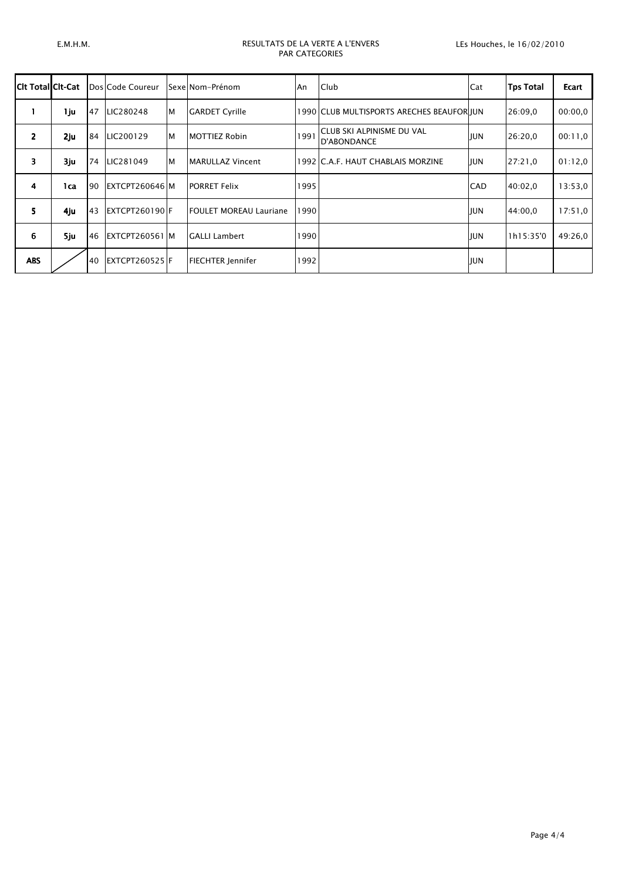E.M.H.M.

RESULTATS DE LA VERTE A L'ENVERS
PAR CATEGORIES

LEs Houches, le 16/02/2010

| Clt Total | Clt-Cat | Dos | Code Coureur | Sexe | Nom-Prénom | An | Club | Cat | Tps Total | Ecart |
|---|---|---|---|---|---|---|---|---|---|---|
| 1 | 1ju | 47 | LIC280248 | M | GARDET Cyrille | 1990 | CLUB MULTISPORTS ARECHES BEAUFOR | JUN | 26:09,0 | 00:00,0 |
| 2 | 2ju | 84 | LIC200129 | M | MOTTIEZ Robin | 1991 | CLUB SKI ALPINISME DU VAL D'ABONDANCE | JUN | 26:20,0 | 00:11,0 |
| 3 | 3ju | 74 | LIC281049 | M | MARULLAZ Vincent | 1992 | C.A.F. HAUT CHABLAIS MORZINE | JUN | 27:21,0 | 01:12,0 |
| 4 | 1ca | 90 | EXTCPT260646 | M | PORRET Felix | 1995 | | CAD | 40:02,0 | 13:53,0 |
| 5 | 4ju | 43 | EXTCPT260190 | F | FOULET MOREAU Lauriane | 1990 | | JUN | 44:00,0 | 17:51,0 |
| 6 | 5ju | 46 | EXTCPT260561 | M | GALLI Lambert | 1990 | | JUN | 1h15:35'0 | 49:26,0 |
| ABS | | 40 | EXTCPT260525 | F | FIECHTER Jennifer | 1992 | | JUN | | |